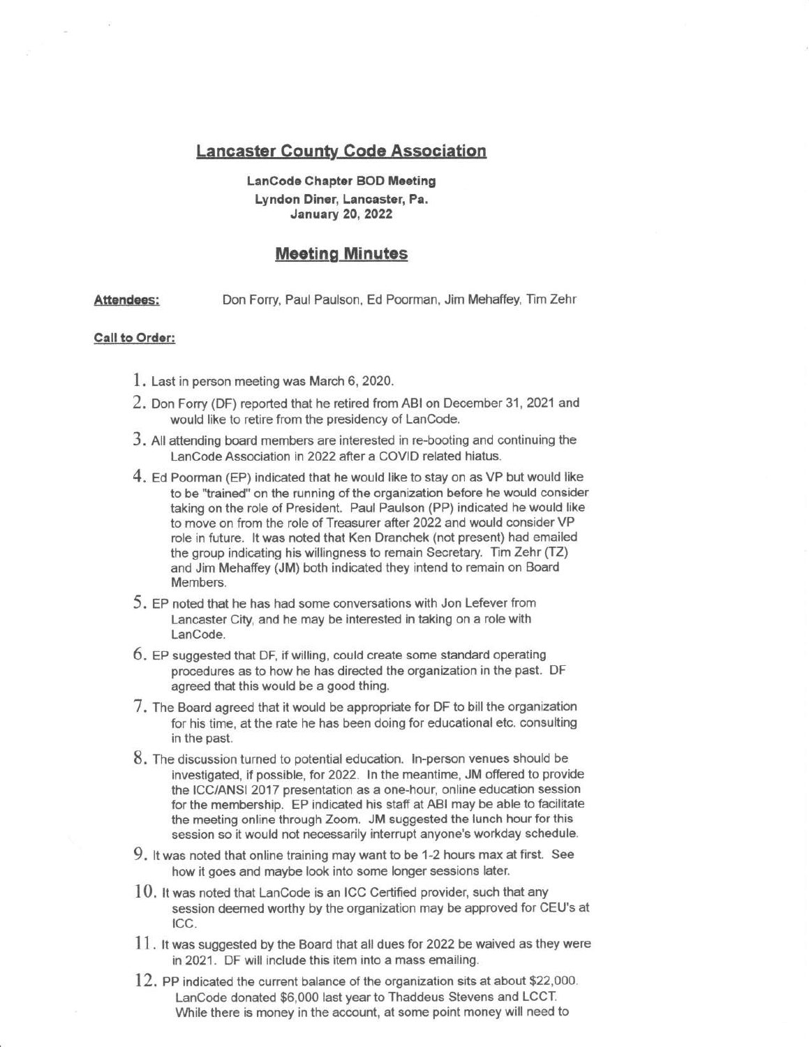# Lancaster County Code Association

**LanCode Chapter BOD Meeting**
**Lyndon Diner, Lancaster, Pa.**
**January 20, 2022**

## Meeting Minutes

**Attendees:** Don Forry, Paul Paulson, Ed Poorman, Jim Mehaffey, Tim Zehr

**Call to Order:**

1. Last in person meeting was March 6, 2020.
2. Don Forry (DF) reported that he retired from ABI on December 31, 2021 and would like to retire from the presidency of LanCode.
3. All attending board members are interested in re-booting and continuing the LanCode Association in 2022 after a COVID related hiatus.
4. Ed Poorman (EP) indicated that he would like to stay on as VP but would like to be "trained" on the running of the organization before he would consider taking on the role of President. Paul Paulson (PP) indicated he would like to move on from the role of Treasurer after 2022 and would consider VP role in future. It was noted that Ken Dranchek (not present) had emailed the group indicating his willingness to remain Secretary. Tim Zehr (TZ) and Jim Mehaffey (JM) both indicated they intend to remain on Board Members.
5. EP noted that he has had some conversations with Jon Lefever from Lancaster City, and he may be interested in taking on a role with LanCode.
6. EP suggested that DF, if willing, could create some standard operating procedures as to how he has directed the organization in the past. DF agreed that this would be a good thing.
7. The Board agreed that it would be appropriate for DF to bill the organization for his time, at the rate he has been doing for educational etc. consulting in the past.
8. The discussion turned to potential education. In-person venues should be investigated, if possible, for 2022. In the meantime, JM offered to provide the ICC/ANSI 2017 presentation as a one-hour, online education session for the membership. EP indicated his staff at ABI may be able to facilitate the meeting online through Zoom. JM suggested the lunch hour for this session so it would not necessarily interrupt anyone's workday schedule.
9. It was noted that online training may want to be 1-2 hours max at first. See how it goes and maybe look into some longer sessions later.
10. It was noted that LanCode is an ICC Certified provider, such that any session deemed worthy by the organization may be approved for CEU's at ICC.
11. It was suggested by the Board that all dues for 2022 be waived as they were in 2021. DF will include this item into a mass emailing.
12. PP indicated the current balance of the organization sits at about $22,000. LanCode donated $6,000 last year to Thaddeus Stevens and LCCT. While there is money in the account, at some point money will need to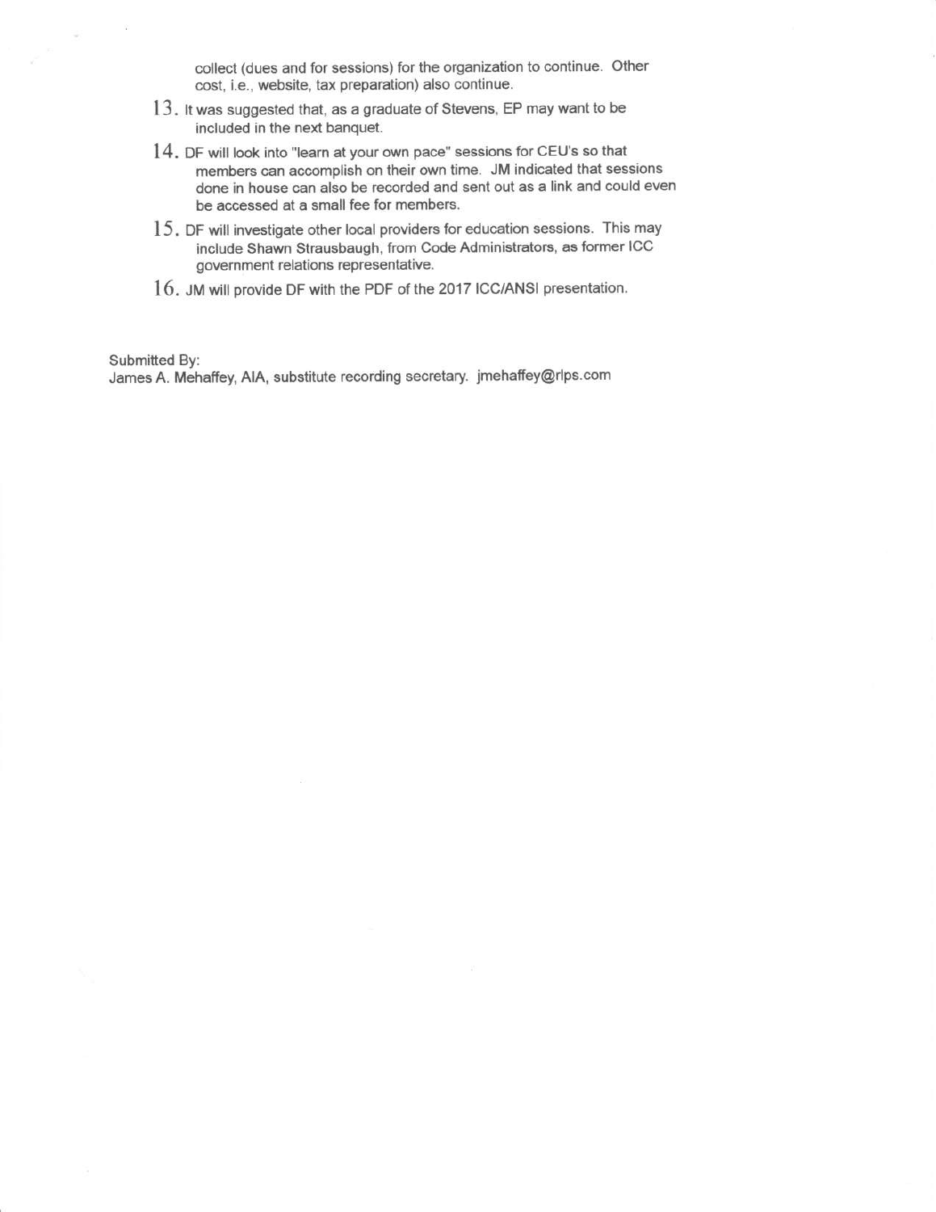collect (dues and for sessions) for the organization to continue. Other cost, i.e., website, tax preparation) also continue.

13. It was suggested that, as a graduate of Stevens, EP may want to be included in the next banquet.
14. DF will look into "learn at your own pace" sessions for CEU's so that members can accomplish on their own time. JM indicated that sessions done in house can also be recorded and sent out as a link and could even be accessed at a small fee for members.
15. DF will investigate other local providers for education sessions. This may include Shawn Strausbaugh, from Code Administrators, as former ICC government relations representative.
16. JM will provide DF with the PDF of the 2017 ICC/ANSI presentation.

Submitted By:
James A. Mehaffey, AIA, substitute recording secretary. jmehaffey@rlps.com